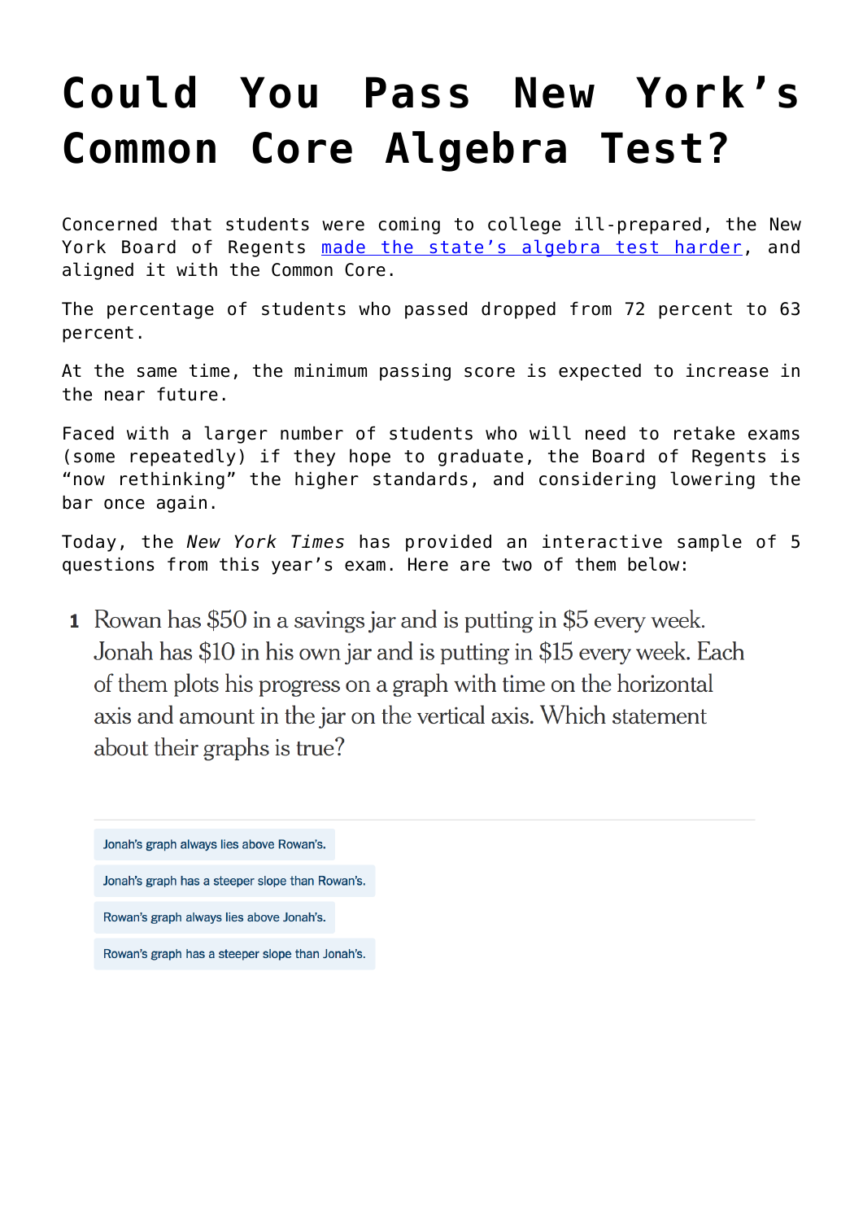# Could You Pass New York's Common Core Algebra Test?

Concerned that students were coming to college ill-prepared, the New York Board of Regents [made the state's algebra test harder](), and aligned it with the Common Core.

The percentage of students who passed dropped from 72 percent to 63 percent.

At the same time, the minimum passing score is expected to increase in the near future.

Faced with a larger number of students who will need to retake exams (some repeatedly) if they hope to graduate, the Board of Regents is "now rethinking" the higher standards, and considering lowering the bar once again.

Today, the *New York Times* has provided an interactive sample of 5 questions from this year's exam. Here are two of them below:

**1** Rowan has $50 in a savings jar and is putting in $5 every week. Jonah has $10 in his own jar and is putting in $15 every week. Each of them plots his progress on a graph with time on the horizontal axis and amount in the jar on the vertical axis. Which statement about their graphs is true?

- Jonah's graph always lies above Rowan's.
- Jonah's graph has a steeper slope than Rowan's.
- Rowan's graph always lies above Jonah's.
- Rowan's graph has a steeper slope than Jonah's.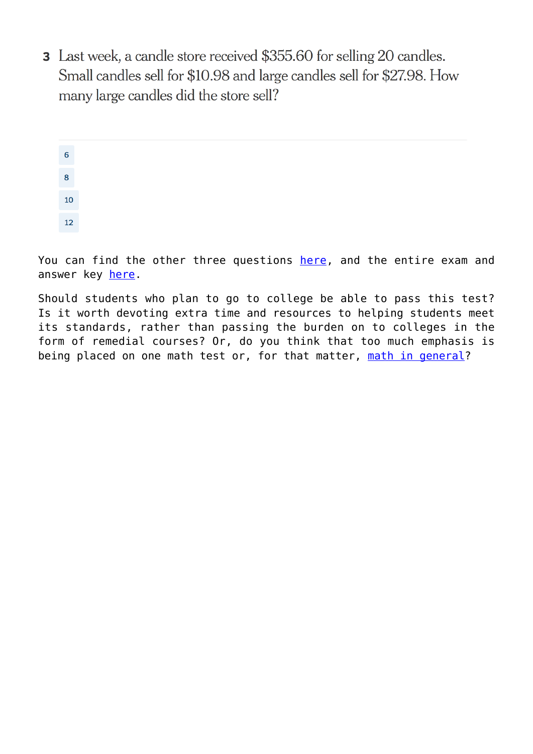3 Last week, a candle store received $355.60 for selling 20 candles. Small candles sell for $10.98 and large candles sell for $27.98. How many large candles did the store sell?

- 6
- 8
- 10
- 12

You can find the other three questions here, and the entire exam and answer key here.

Should students who plan to go to college be able to pass this test? Is it worth devoting extra time and resources to helping students meet its standards, rather than passing the burden on to colleges in the form of remedial courses? Or, do you think that too much emphasis is being placed on one math test or, for that matter, math in general?